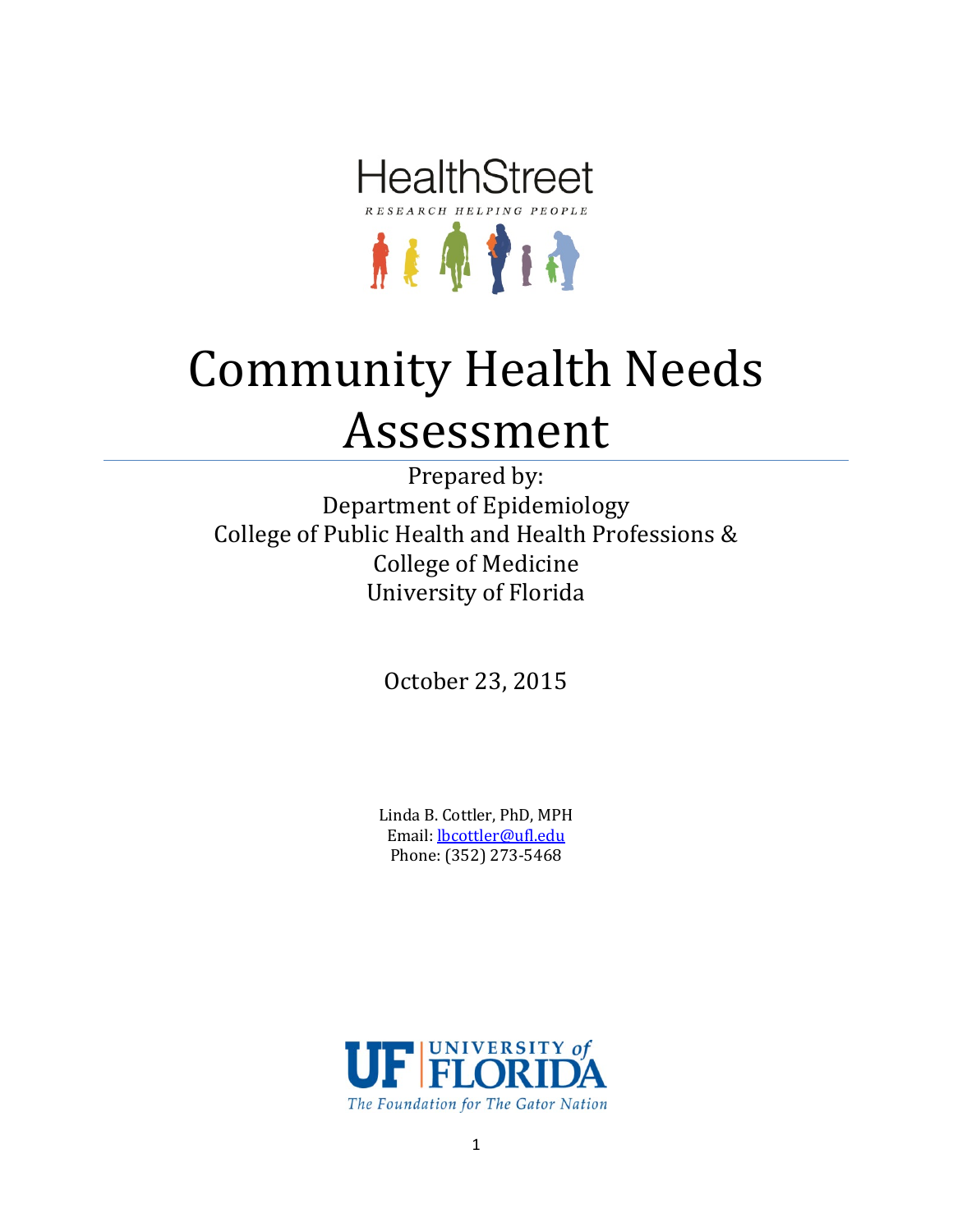HealthStreet

*RESEARCH HELPING PEOPLE*

# Community Health Needs Assessment

Prepared by:
Department of Epidemiology
College of Public Health and Health Professions &
College of Medicine
University of Florida

October 23, 2015

Linda B. Cottler, PhD, MPH
Email: lbcottler@ufl.edu
Phone: (352) 273-5468

UF UNIVERSITY of FLORIDA
*The Foundation for The Gator Nation*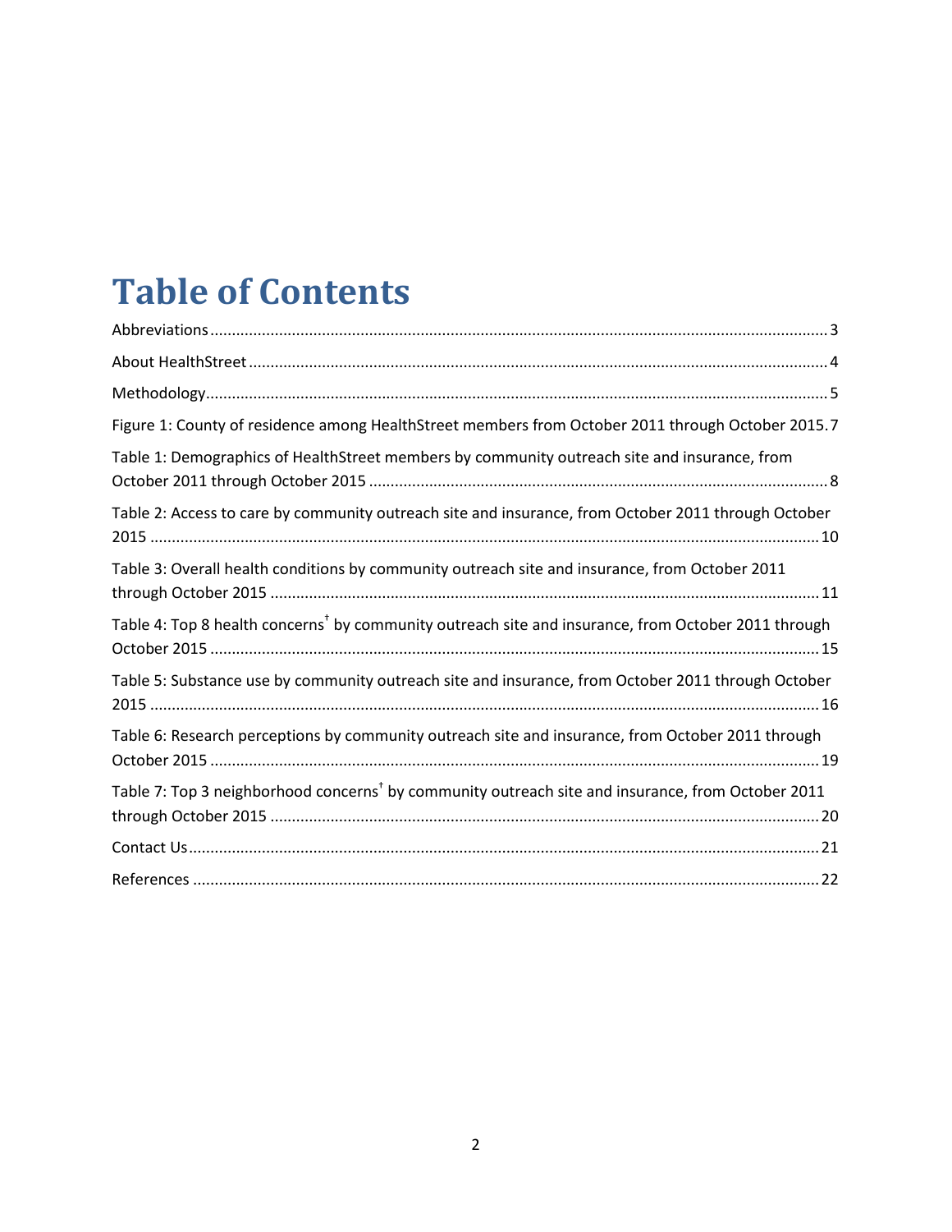# Table of Contents

Abbreviations ..... 3

About HealthStreet ..... 4

Methodology ..... 5

Figure 1: County of residence among HealthStreet members from October 2011 through October 2015. 7

Table 1: Demographics of HealthStreet members by community outreach site and insurance, from October 2011 through October 2015 ..... 8

Table 2: Access to care by community outreach site and insurance, from October 2011 through October 2015 ..... 10

Table 3: Overall health conditions by community outreach site and insurance, from October 2011 through October 2015 ..... 11

Table 4: Top 8 health concerns† by community outreach site and insurance, from October 2011 through October 2015 ..... 15

Table 5: Substance use by community outreach site and insurance, from October 2011 through October 2015 ..... 16

Table 6: Research perceptions by community outreach site and insurance, from October 2011 through October 2015 ..... 19

Table 7: Top 3 neighborhood concerns† by community outreach site and insurance, from October 2011 through October 2015 ..... 20

Contact Us ..... 21

References ..... 22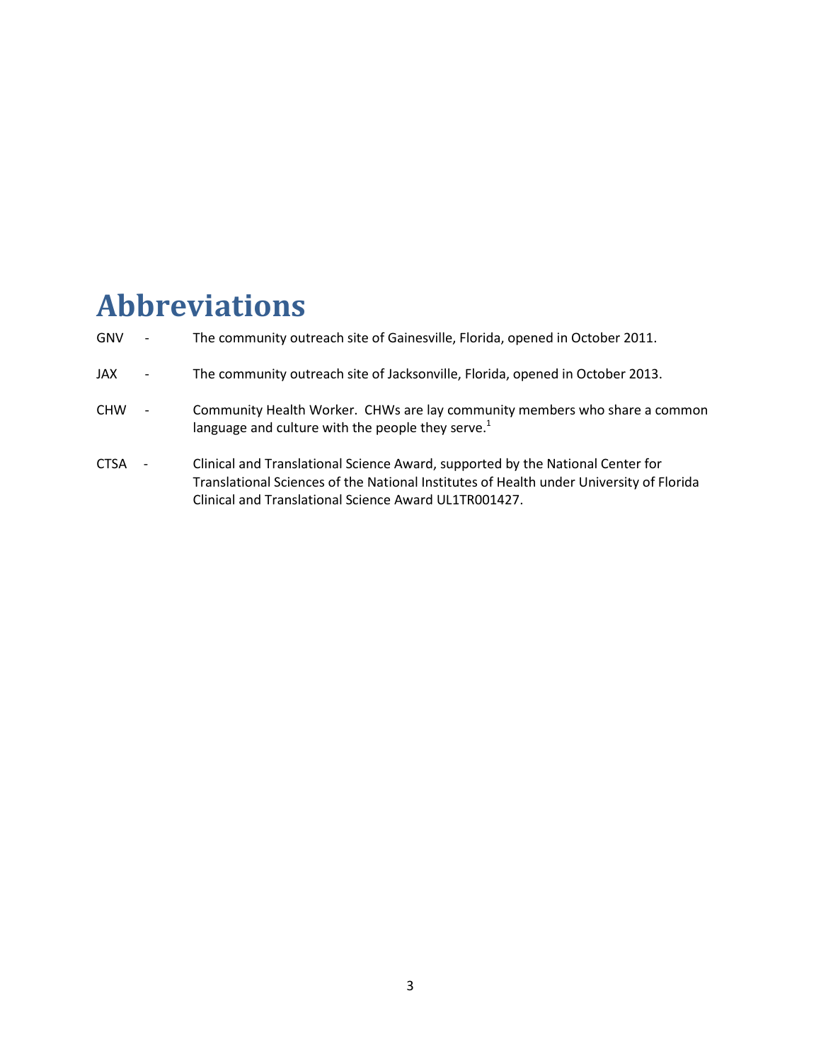# Abbreviations

GNV - The community outreach site of Gainesville, Florida, opened in October 2011.

JAX - The community outreach site of Jacksonville, Florida, opened in October 2013.

CHW - Community Health Worker. CHWs are lay community members who share a common language and culture with the people they serve.[1]

CTSA - Clinical and Translational Science Award, supported by the National Center for Translational Sciences of the National Institutes of Health under University of Florida Clinical and Translational Science Award UL1TR001427.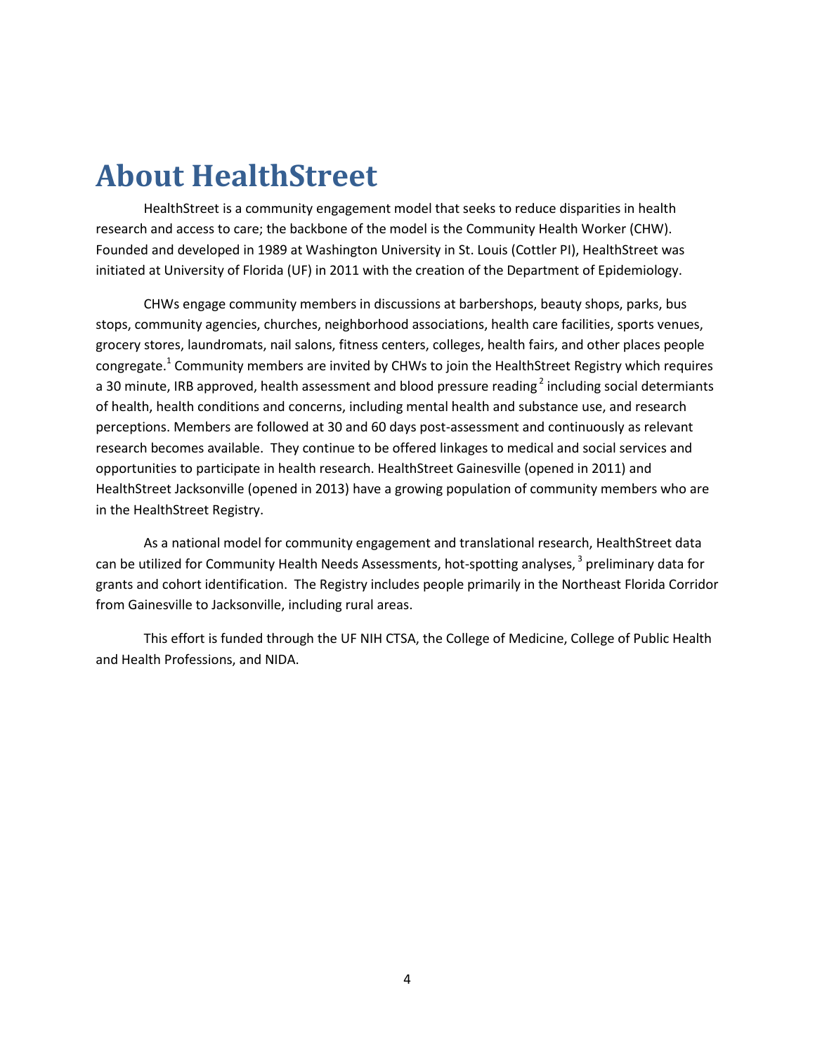# About HealthStreet

HealthStreet is a community engagement model that seeks to reduce disparities in health research and access to care; the backbone of the model is the Community Health Worker (CHW). Founded and developed in 1989 at Washington University in St. Louis (Cottler PI), HealthStreet was initiated at University of Florida (UF) in 2011 with the creation of the Department of Epidemiology.

CHWs engage community members in discussions at barbershops, beauty shops, parks, bus stops, community agencies, churches, neighborhood associations, health care facilities, sports venues, grocery stores, laundromats, nail salons, fitness centers, colleges, health fairs, and other places people congregate.[1] Community members are invited by CHWs to join the HealthStreet Registry which requires a 30 minute, IRB approved, health assessment and blood pressure reading[2] including social determiants of health, health conditions and concerns, including mental health and substance use, and research perceptions. Members are followed at 30 and 60 days post-assessment and continuously as relevant research becomes available. They continue to be offered linkages to medical and social services and opportunities to participate in health research. HealthStreet Gainesville (opened in 2011) and HealthStreet Jacksonville (opened in 2013) have a growing population of community members who are in the HealthStreet Registry.

As a national model for community engagement and translational research, HealthStreet data can be utilized for Community Health Needs Assessments, hot-spotting analyses,[3] preliminary data for grants and cohort identification. The Registry includes people primarily in the Northeast Florida Corridor from Gainesville to Jacksonville, including rural areas.

This effort is funded through the UF NIH CTSA, the College of Medicine, College of Public Health and Health Professions, and NIDA.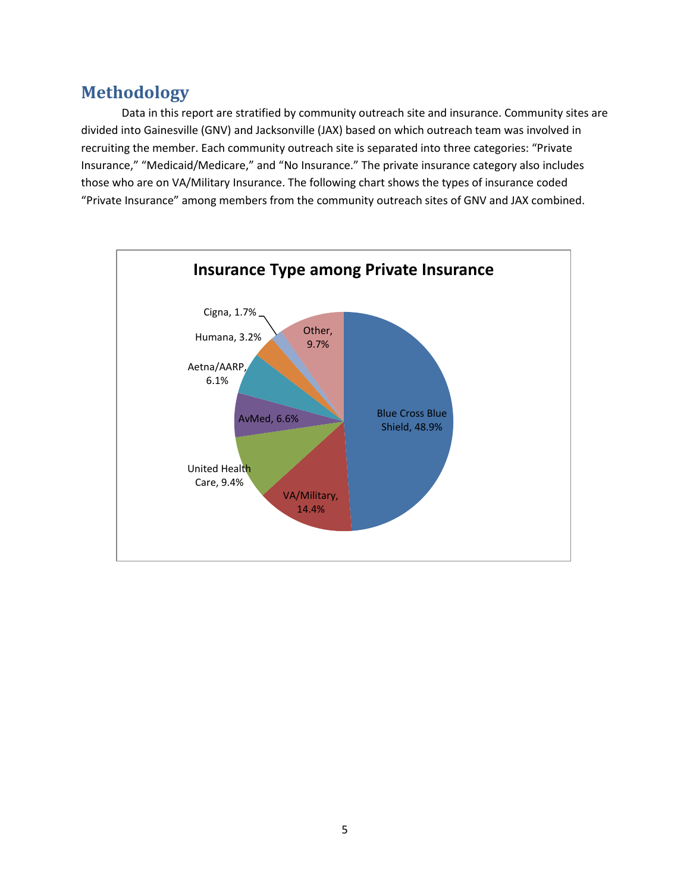## Methodology

Data in this report are stratified by community outreach site and insurance. Community sites are divided into Gainesville (GNV) and Jacksonville (JAX) based on which outreach team was involved in recruiting the member. Each community outreach site is separated into three categories: "Private Insurance," "Medicaid/Medicare," and "No Insurance." The private insurance category also includes those who are on VA/Military Insurance. The following chart shows the types of insurance coded "Private Insurance" among members from the community outreach sites of GNV and JAX combined.

**Insurance Type among Private Insurance**

| Insurance Type | Percent |
|---|---|
| Blue Cross Blue Shield | 48.9% |
| VA/Military | 14.4% |
| United Health Care | 9.4% |
| AvMed | 6.6% |
| Aetna/AARP | 6.1% |
| Humana | 3.2% |
| Cigna | 1.7% |
| Other | 9.7% |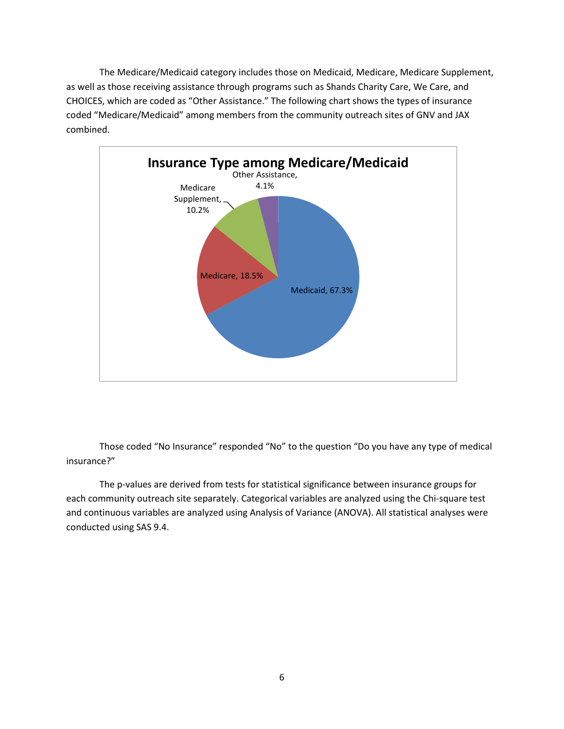The Medicare/Medicaid category includes those on Medicaid, Medicare, Medicare Supplement, as well as those receiving assistance through programs such as Shands Charity Care, We Care, and CHOICES, which are coded as "Other Assistance." The following chart shows the types of insurance coded "Medicare/Medicaid" among members from the community outreach sites of GNV and JAX combined.

**Insurance Type among Medicare/Medicaid**

| Insurance Type | Percent |
|---|---|
| Medicaid | 67.3% |
| Medicare | 18.5% |
| Medicare Supplement | 10.2% |
| Other Assistance | 4.1% |

Those coded "No Insurance" responded "No" to the question "Do you have any type of medical insurance?"

The p-values are derived from tests for statistical significance between insurance groups for each community outreach site separately. Categorical variables are analyzed using the Chi-square test and continuous variables are analyzed using Analysis of Variance (ANOVA). All statistical analyses were conducted using SAS 9.4.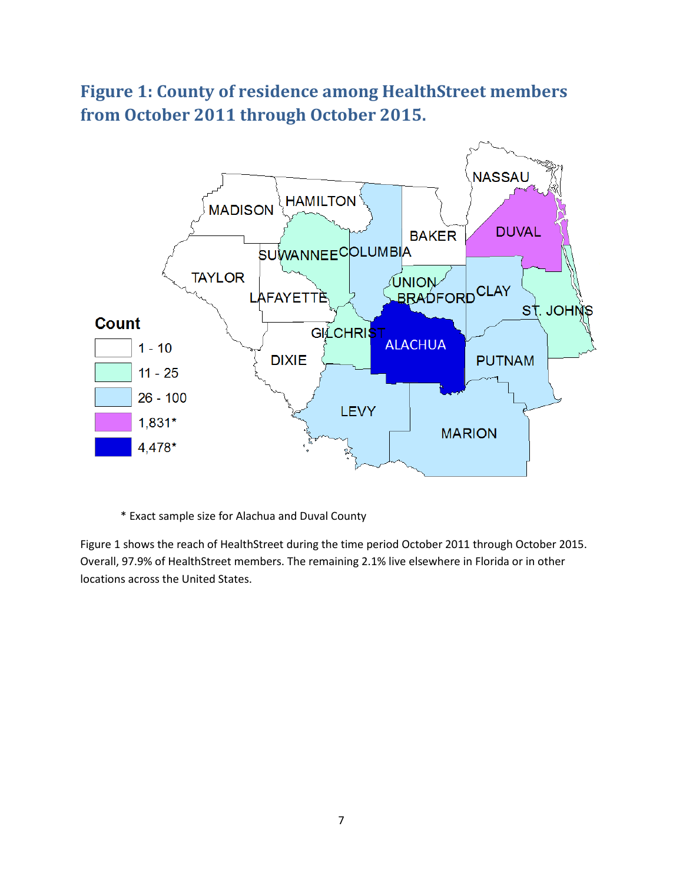## Figure 1: County of residence among HealthStreet members from October 2011 through October 2015.

\* Exact sample size for Alachua and Duval County

Figure 1 shows the reach of HealthStreet during the time period October 2011 through October 2015. Overall, 97.9% of HealthStreet members. The remaining 2.1% live elsewhere in Florida or in other locations across the United States.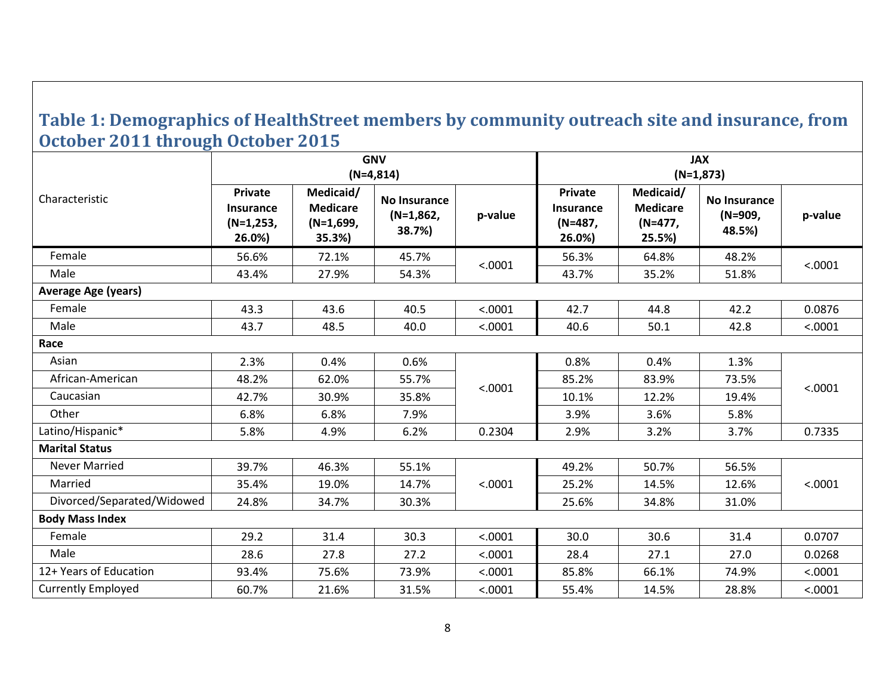## Table 1: Demographics of HealthStreet members by community outreach site and insurance, from October 2011 through October 2015

| Characteristic | GNV (N=4,814) | | | | JAX (N=1,873) | | | |
|---|---|---|---|---|---|---|---|---|
| | Private Insurance (N=1,253, 26.0%) | Medicaid/ Medicare (N=1,699, 35.3%) | No Insurance (N=1,862, 38.7%) | p-value | Private Insurance (N=487, 26.0%) | Medicaid/ Medicare (N=477, 25.5%) | No Insurance (N=909, 48.5%) | p-value |
| Female | 56.6% | 72.1% | 45.7% | <.0001 | 56.3% | 64.8% | 48.2% | <.0001 |
| Male | 43.4% | 27.9% | 54.3% | | 43.7% | 35.2% | 51.8% | |
| **Average Age (years)** | | | | | | | | |
| Female | 43.3 | 43.6 | 40.5 | <.0001 | 42.7 | 44.8 | 42.2 | 0.0876 |
| Male | 43.7 | 48.5 | 40.0 | <.0001 | 40.6 | 50.1 | 42.8 | <.0001 |
| **Race** | | | | | | | | |
| Asian | 2.3% | 0.4% | 0.6% | <.0001 | 0.8% | 0.4% | 1.3% | <.0001 |
| African-American | 48.2% | 62.0% | 55.7% | | 85.2% | 83.9% | 73.5% | |
| Caucasian | 42.7% | 30.9% | 35.8% | | 10.1% | 12.2% | 19.4% | |
| Other | 6.8% | 6.8% | 7.9% | | 3.9% | 3.6% | 5.8% | |
| Latino/Hispanic* | 5.8% | 4.9% | 6.2% | 0.2304 | 2.9% | 3.2% | 3.7% | 0.7335 |
| **Marital Status** | | | | | | | | |
| Never Married | 39.7% | 46.3% | 55.1% | <.0001 | 49.2% | 50.7% | 56.5% | <.0001 |
| Married | 35.4% | 19.0% | 14.7% | | 25.2% | 14.5% | 12.6% | |
| Divorced/Separated/Widowed | 24.8% | 34.7% | 30.3% | | 25.6% | 34.8% | 31.0% | |
| **Body Mass Index** | | | | | | | | |
| Female | 29.2 | 31.4 | 30.3 | <.0001 | 30.0 | 30.6 | 31.4 | 0.0707 |
| Male | 28.6 | 27.8 | 27.2 | <.0001 | 28.4 | 27.1 | 27.0 | 0.0268 |
| 12+ Years of Education | 93.4% | 75.6% | 73.9% | <.0001 | 85.8% | 66.1% | 74.9% | <.0001 |
| Currently Employed | 60.7% | 21.6% | 31.5% | <.0001 | 55.4% | 14.5% | 28.8% | <.0001 |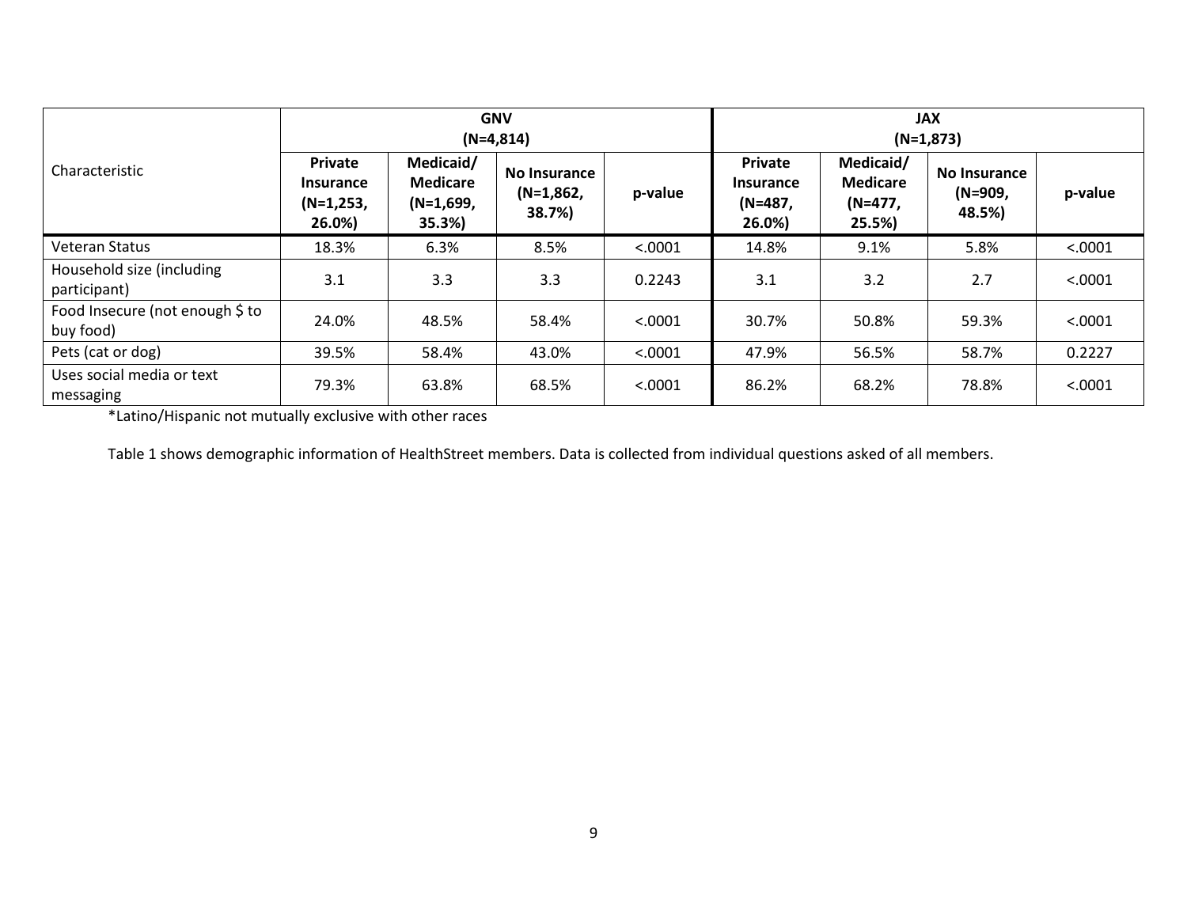| Characteristic | GNV (N=4,814) | | | | JAX (N=1,873) | | | |
|---|---|---|---|---|---|---|---|---|
| | **Private Insurance (N=1,253, 26.0%)** | **Medicaid/ Medicare (N=1,699, 35.3%)** | **No Insurance (N=1,862, 38.7%)** | **p-value** | **Private Insurance (N=487, 26.0%)** | **Medicaid/ Medicare (N=477, 25.5%)** | **No Insurance (N=909, 48.5%)** | **p-value** |
| Veteran Status | 18.3% | 6.3% | 8.5% | <.0001 | 14.8% | 9.1% | 5.8% | <.0001 |
| Household size (including participant) | 3.1 | 3.3 | 3.3 | 0.2243 | 3.1 | 3.2 | 2.7 | <.0001 |
| Food Insecure (not enough $ to buy food) | 24.0% | 48.5% | 58.4% | <.0001 | 30.7% | 50.8% | 59.3% | <.0001 |
| Pets (cat or dog) | 39.5% | 58.4% | 43.0% | <.0001 | 47.9% | 56.5% | 58.7% | 0.2227 |
| Uses social media or text messaging | 79.3% | 63.8% | 68.5% | <.0001 | 86.2% | 68.2% | 78.8% | <.0001 |

*Latino/Hispanic not mutually exclusive with other races

Table 1 shows demographic information of HealthStreet members. Data is collected from individual questions asked of all members.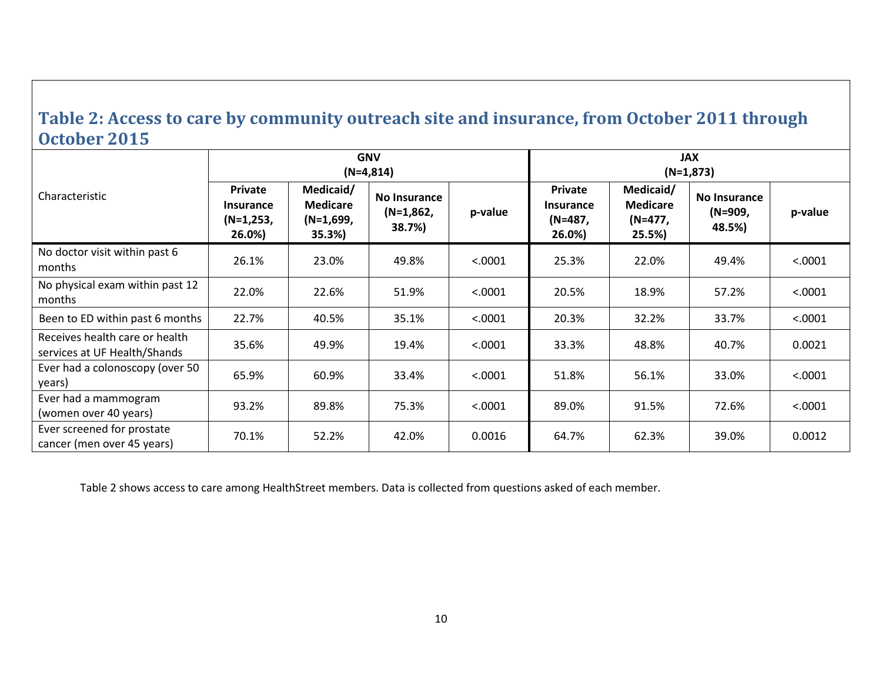## Table 2: Access to care by community outreach site and insurance, from October 2011 through October 2015

| Characteristic | GNV (N=4,814) | | | | JAX (N=1,873) | | | |
|---|---|---|---|---|---|---|---|---|
| | **Private Insurance (N=1,253, 26.0%)** | **Medicaid/ Medicare (N=1,699, 35.3%)** | **No Insurance (N=1,862, 38.7%)** | **p-value** | **Private Insurance (N=487, 26.0%)** | **Medicaid/ Medicare (N=477, 25.5%)** | **No Insurance (N=909, 48.5%)** | **p-value** |
| No doctor visit within past 6 months | 26.1% | 23.0% | 49.8% | <.0001 | 25.3% | 22.0% | 49.4% | <.0001 |
| No physical exam within past 12 months | 22.0% | 22.6% | 51.9% | <.0001 | 20.5% | 18.9% | 57.2% | <.0001 |
| Been to ED within past 6 months | 22.7% | 40.5% | 35.1% | <.0001 | 20.3% | 32.2% | 33.7% | <.0001 |
| Receives health care or health services at UF Health/Shands | 35.6% | 49.9% | 19.4% | <.0001 | 33.3% | 48.8% | 40.7% | 0.0021 |
| Ever had a colonoscopy (over 50 years) | 65.9% | 60.9% | 33.4% | <.0001 | 51.8% | 56.1% | 33.0% | <.0001 |
| Ever had a mammogram (women over 40 years) | 93.2% | 89.8% | 75.3% | <.0001 | 89.0% | 91.5% | 72.6% | <.0001 |
| Ever screened for prostate cancer (men over 45 years) | 70.1% | 52.2% | 42.0% | 0.0016 | 64.7% | 62.3% | 39.0% | 0.0012 |

Table 2 shows access to care among HealthStreet members. Data is collected from questions asked of each member.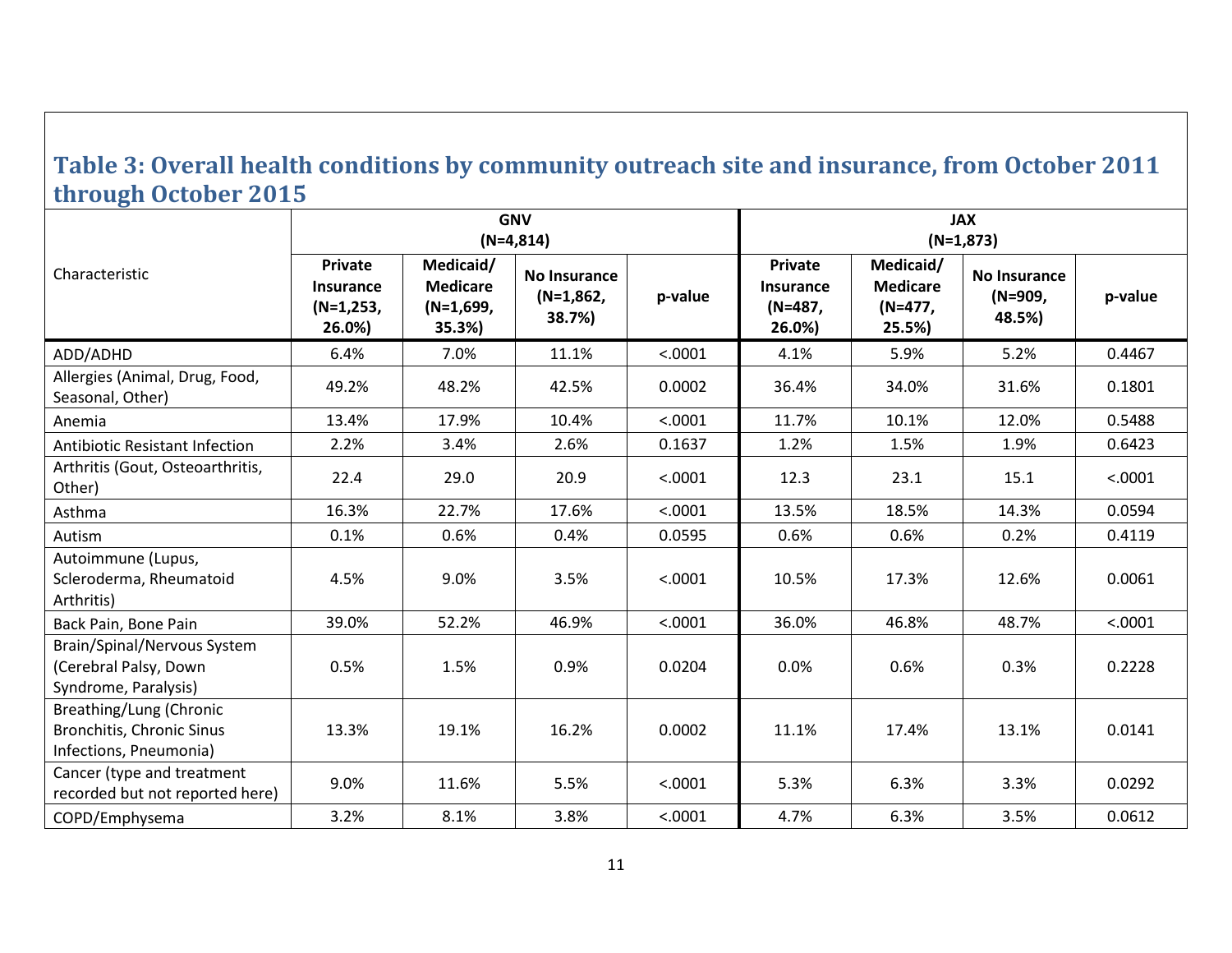## Table 3: Overall health conditions by community outreach site and insurance, from October 2011 through October 2015

| Characteristic | GNV (N=4,814) | | | | JAX (N=1,873) | | | |
|---|---|---|---|---|---|---|---|---|
| | Private Insurance (N=1,253, 26.0%) | Medicaid/ Medicare (N=1,699, 35.3%) | No Insurance (N=1,862, 38.7%) | p-value | Private Insurance (N=487, 26.0%) | Medicaid/ Medicare (N=477, 25.5%) | No Insurance (N=909, 48.5%) | p-value |
| ADD/ADHD | 6.4% | 7.0% | 11.1% | <.0001 | 4.1% | 5.9% | 5.2% | 0.4467 |
| Allergies (Animal, Drug, Food, Seasonal, Other) | 49.2% | 48.2% | 42.5% | 0.0002 | 36.4% | 34.0% | 31.6% | 0.1801 |
| Anemia | 13.4% | 17.9% | 10.4% | <.0001 | 11.7% | 10.1% | 12.0% | 0.5488 |
| Antibiotic Resistant Infection | 2.2% | 3.4% | 2.6% | 0.1637 | 1.2% | 1.5% | 1.9% | 0.6423 |
| Arthritis (Gout, Osteoarthritis, Other) | 22.4 | 29.0 | 20.9 | <.0001 | 12.3 | 23.1 | 15.1 | <.0001 |
| Asthma | 16.3% | 22.7% | 17.6% | <.0001 | 13.5% | 18.5% | 14.3% | 0.0594 |
| Autism | 0.1% | 0.6% | 0.4% | 0.0595 | 0.6% | 0.6% | 0.2% | 0.4119 |
| Autoimmune (Lupus, Scleroderma, Rheumatoid Arthritis) | 4.5% | 9.0% | 3.5% | <.0001 | 10.5% | 17.3% | 12.6% | 0.0061 |
| Back Pain, Bone Pain | 39.0% | 52.2% | 46.9% | <.0001 | 36.0% | 46.8% | 48.7% | <.0001 |
| Brain/Spinal/Nervous System (Cerebral Palsy, Down Syndrome, Paralysis) | 0.5% | 1.5% | 0.9% | 0.0204 | 0.0% | 0.6% | 0.3% | 0.2228 |
| Breathing/Lung (Chronic Bronchitis, Chronic Sinus Infections, Pneumonia) | 13.3% | 19.1% | 16.2% | 0.0002 | 11.1% | 17.4% | 13.1% | 0.0141 |
| Cancer (type and treatment recorded but not reported here) | 9.0% | 11.6% | 5.5% | <.0001 | 5.3% | 6.3% | 3.3% | 0.0292 |
| COPD/Emphysema | 3.2% | 8.1% | 3.8% | <.0001 | 4.7% | 6.3% | 3.5% | 0.0612 |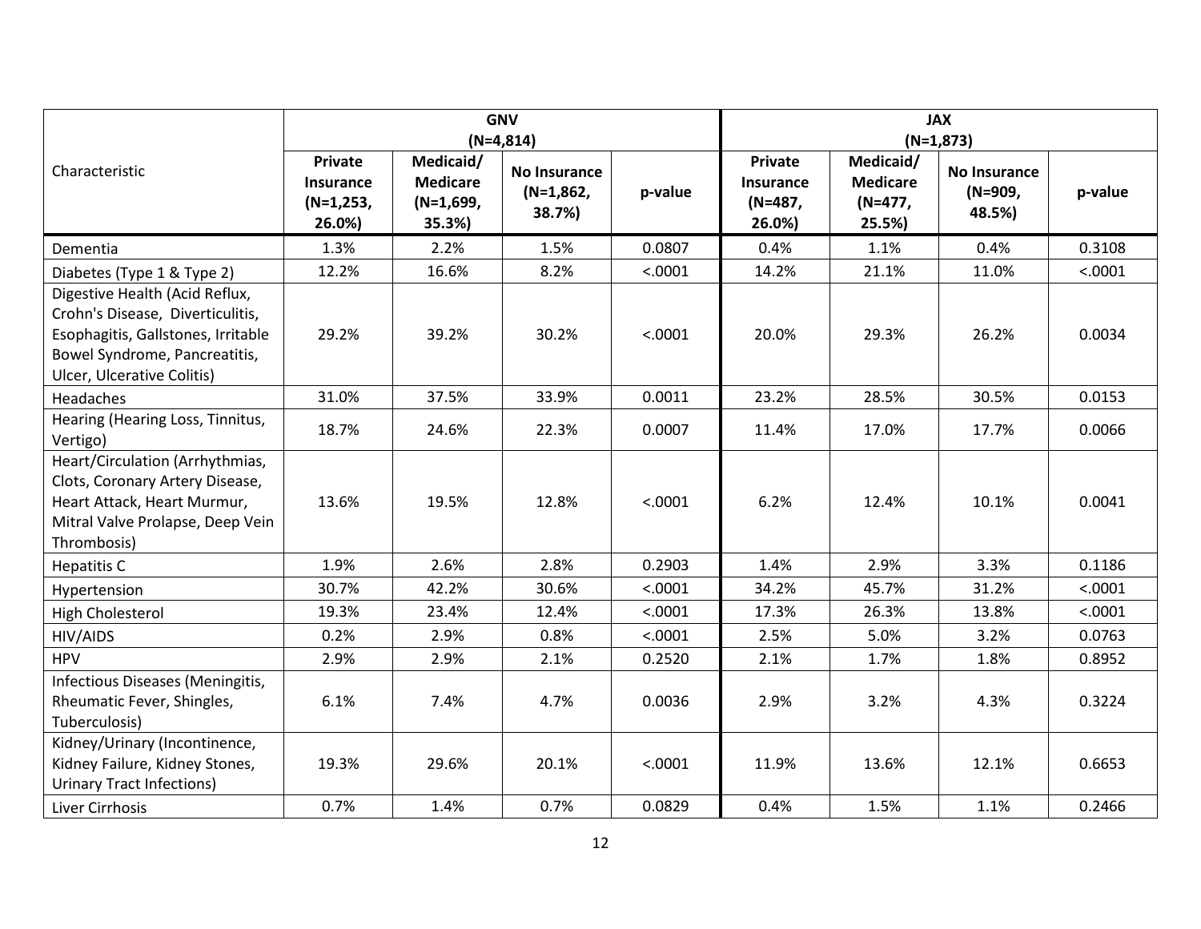| Characteristic | GNV (N=4,814) | | | | JAX (N=1,873) | | | |
|---|---|---|---|---|---|---|---|---|
| | Private Insurance (N=1,253, 26.0%) | Medicaid/ Medicare (N=1,699, 35.3%) | No Insurance (N=1,862, 38.7%) | p-value | Private Insurance (N=487, 26.0%) | Medicaid/ Medicare (N=477, 25.5%) | No Insurance (N=909, 48.5%) | p-value |
| Dementia | 1.3% | 2.2% | 1.5% | 0.0807 | 0.4% | 1.1% | 0.4% | 0.3108 |
| Diabetes (Type 1 & Type 2) | 12.2% | 16.6% | 8.2% | <.0001 | 14.2% | 21.1% | 11.0% | <.0001 |
| Digestive Health (Acid Reflux, Crohn's Disease, Diverticulitis, Esophagitis, Gallstones, Irritable Bowel Syndrome, Pancreatitis, Ulcer, Ulcerative Colitis) | 29.2% | 39.2% | 30.2% | <.0001 | 20.0% | 29.3% | 26.2% | 0.0034 |
| Headaches | 31.0% | 37.5% | 33.9% | 0.0011 | 23.2% | 28.5% | 30.5% | 0.0153 |
| Hearing (Hearing Loss, Tinnitus, Vertigo) | 18.7% | 24.6% | 22.3% | 0.0007 | 11.4% | 17.0% | 17.7% | 0.0066 |
| Heart/Circulation (Arrhythmias, Clots, Coronary Artery Disease, Heart Attack, Heart Murmur, Mitral Valve Prolapse, Deep Vein Thrombosis) | 13.6% | 19.5% | 12.8% | <.0001 | 6.2% | 12.4% | 10.1% | 0.0041 |
| Hepatitis C | 1.9% | 2.6% | 2.8% | 0.2903 | 1.4% | 2.9% | 3.3% | 0.1186 |
| Hypertension | 30.7% | 42.2% | 30.6% | <.0001 | 34.2% | 45.7% | 31.2% | <.0001 |
| High Cholesterol | 19.3% | 23.4% | 12.4% | <.0001 | 17.3% | 26.3% | 13.8% | <.0001 |
| HIV/AIDS | 0.2% | 2.9% | 0.8% | <.0001 | 2.5% | 5.0% | 3.2% | 0.0763 |
| HPV | 2.9% | 2.9% | 2.1% | 0.2520 | 2.1% | 1.7% | 1.8% | 0.8952 |
| Infectious Diseases (Meningitis, Rheumatic Fever, Shingles, Tuberculosis) | 6.1% | 7.4% | 4.7% | 0.0036 | 2.9% | 3.2% | 4.3% | 0.3224 |
| Kidney/Urinary (Incontinence, Kidney Failure, Kidney Stones, Urinary Tract Infections) | 19.3% | 29.6% | 20.1% | <.0001 | 11.9% | 13.6% | 12.1% | 0.6653 |
| Liver Cirrhosis | 0.7% | 1.4% | 0.7% | 0.0829 | 0.4% | 1.5% | 1.1% | 0.2466 |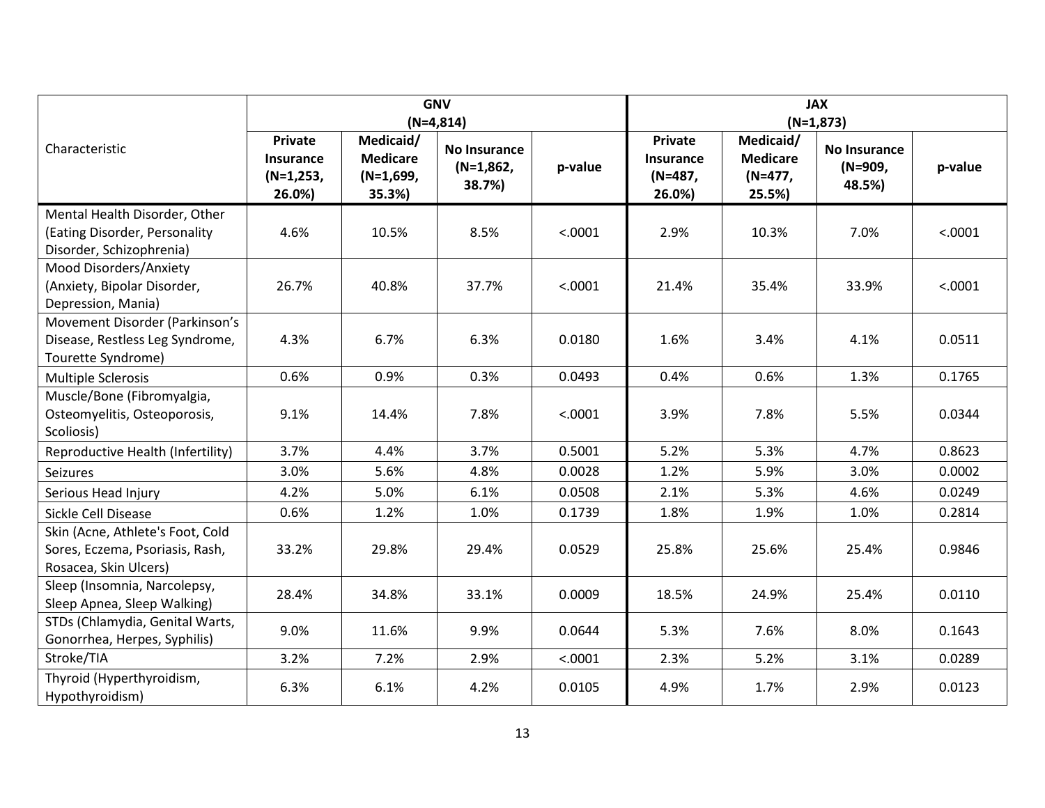| Characteristic | GNV (N=4,814) | | | | JAX (N=1,873) | | | |
|---|---|---|---|---|---|---|---|---|
| | Private Insurance (N=1,253, 26.0%) | Medicaid/ Medicare (N=1,699, 35.3%) | No Insurance (N=1,862, 38.7%) | p-value | Private Insurance (N=487, 26.0%) | Medicaid/ Medicare (N=477, 25.5%) | No Insurance (N=909, 48.5%) | p-value |
| Mental Health Disorder, Other (Eating Disorder, Personality Disorder, Schizophrenia) | 4.6% | 10.5% | 8.5% | <.0001 | 2.9% | 10.3% | 7.0% | <.0001 |
| Mood Disorders/Anxiety (Anxiety, Bipolar Disorder, Depression, Mania) | 26.7% | 40.8% | 37.7% | <.0001 | 21.4% | 35.4% | 33.9% | <.0001 |
| Movement Disorder (Parkinson's Disease, Restless Leg Syndrome, Tourette Syndrome) | 4.3% | 6.7% | 6.3% | 0.0180 | 1.6% | 3.4% | 4.1% | 0.0511 |
| Multiple Sclerosis | 0.6% | 0.9% | 0.3% | 0.0493 | 0.4% | 0.6% | 1.3% | 0.1765 |
| Muscle/Bone (Fibromyalgia, Osteomyelitis, Osteoporosis, Scoliosis) | 9.1% | 14.4% | 7.8% | <.0001 | 3.9% | 7.8% | 5.5% | 0.0344 |
| Reproductive Health (Infertility) | 3.7% | 4.4% | 3.7% | 0.5001 | 5.2% | 5.3% | 4.7% | 0.8623 |
| Seizures | 3.0% | 5.6% | 4.8% | 0.0028 | 1.2% | 5.9% | 3.0% | 0.0002 |
| Serious Head Injury | 4.2% | 5.0% | 6.1% | 0.0508 | 2.1% | 5.3% | 4.6% | 0.0249 |
| Sickle Cell Disease | 0.6% | 1.2% | 1.0% | 0.1739 | 1.8% | 1.9% | 1.0% | 0.2814 |
| Skin (Acne, Athlete's Foot, Cold Sores, Eczema, Psoriasis, Rash, Rosacea, Skin Ulcers) | 33.2% | 29.8% | 29.4% | 0.0529 | 25.8% | 25.6% | 25.4% | 0.9846 |
| Sleep (Insomnia, Narcolepsy, Sleep Apnea, Sleep Walking) | 28.4% | 34.8% | 33.1% | 0.0009 | 18.5% | 24.9% | 25.4% | 0.0110 |
| STDs (Chlamydia, Genital Warts, Gonorrhea, Herpes, Syphilis) | 9.0% | 11.6% | 9.9% | 0.0644 | 5.3% | 7.6% | 8.0% | 0.1643 |
| Stroke/TIA | 3.2% | 7.2% | 2.9% | <.0001 | 2.3% | 5.2% | 3.1% | 0.0289 |
| Thyroid (Hyperthyroidism, Hypothyroidism) | 6.3% | 6.1% | 4.2% | 0.0105 | 4.9% | 1.7% | 2.9% | 0.0123 |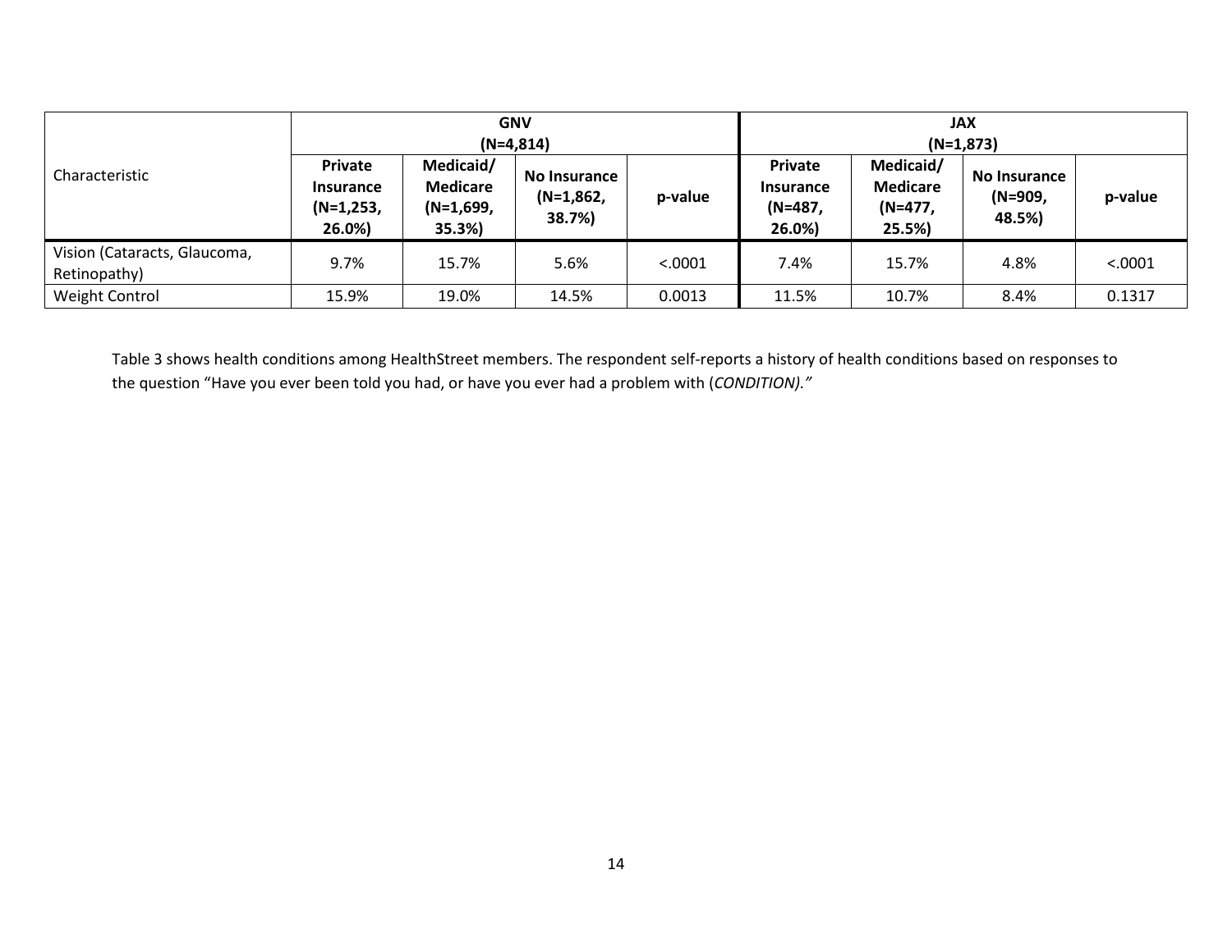| Characteristic | GNV (N=4,814) | | | | JAX (N=1,873) | | | |
|---|---|---|---|---|---|---|---|---|
| | **Private Insurance (N=1,253, 26.0%)** | **Medicaid/ Medicare (N=1,699, 35.3%)** | **No Insurance (N=1,862, 38.7%)** | **p-value** | **Private Insurance (N=487, 26.0%)** | **Medicaid/ Medicare (N=477, 25.5%)** | **No Insurance (N=909, 48.5%)** | **p-value** |
| Vision (Cataracts, Glaucoma, Retinopathy) | 9.7% | 15.7% | 5.6% | <.0001 | 7.4% | 15.7% | 4.8% | <.0001 |
| Weight Control | 15.9% | 19.0% | 14.5% | 0.0013 | 11.5% | 10.7% | 8.4% | 0.1317 |

Table 3 shows health conditions among HealthStreet members. The respondent self-reports a history of health conditions based on responses to the question "Have you ever been told you had, or have you ever had a problem with (*CONDITION).*"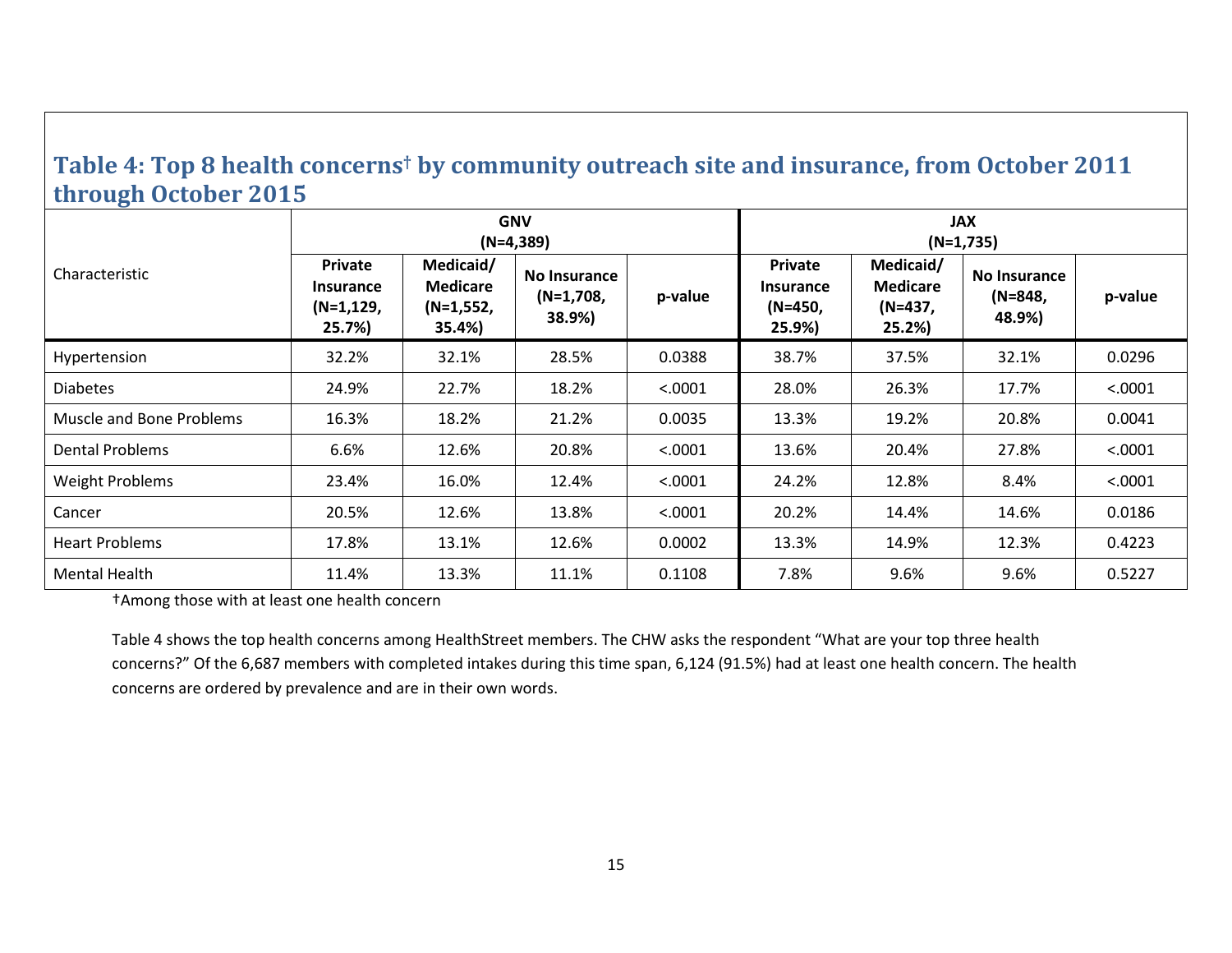## Table 4: Top 8 health concerns† by community outreach site and insurance, from October 2011 through October 2015

| Characteristic | GNV (N=4,389) | | | | JAX (N=1,735) | | | |
|---|---|---|---|---|---|---|---|---|
| | Private Insurance (N=1,129, 25.7%) | Medicaid/ Medicare (N=1,552, 35.4%) | No Insurance (N=1,708, 38.9%) | p-value | Private Insurance (N=450, 25.9%) | Medicaid/ Medicare (N=437, 25.2%) | No Insurance (N=848, 48.9%) | p-value |
| Hypertension | 32.2% | 32.1% | 28.5% | 0.0388 | 38.7% | 37.5% | 32.1% | 0.0296 |
| Diabetes | 24.9% | 22.7% | 18.2% | <.0001 | 28.0% | 26.3% | 17.7% | <.0001 |
| Muscle and Bone Problems | 16.3% | 18.2% | 21.2% | 0.0035 | 13.3% | 19.2% | 20.8% | 0.0041 |
| Dental Problems | 6.6% | 12.6% | 20.8% | <.0001 | 13.6% | 20.4% | 27.8% | <.0001 |
| Weight Problems | 23.4% | 16.0% | 12.4% | <.0001 | 24.2% | 12.8% | 8.4% | <.0001 |
| Cancer | 20.5% | 12.6% | 13.8% | <.0001 | 20.2% | 14.4% | 14.6% | 0.0186 |
| Heart Problems | 17.8% | 13.1% | 12.6% | 0.0002 | 13.3% | 14.9% | 12.3% | 0.4223 |
| Mental Health | 11.4% | 13.3% | 11.1% | 0.1108 | 7.8% | 9.6% | 9.6% | 0.5227 |

†Among those with at least one health concern

Table 4 shows the top health concerns among HealthStreet members. The CHW asks the respondent "What are your top three health concerns?" Of the 6,687 members with completed intakes during this time span, 6,124 (91.5%) had at least one health concern. The health concerns are ordered by prevalence and are in their own words.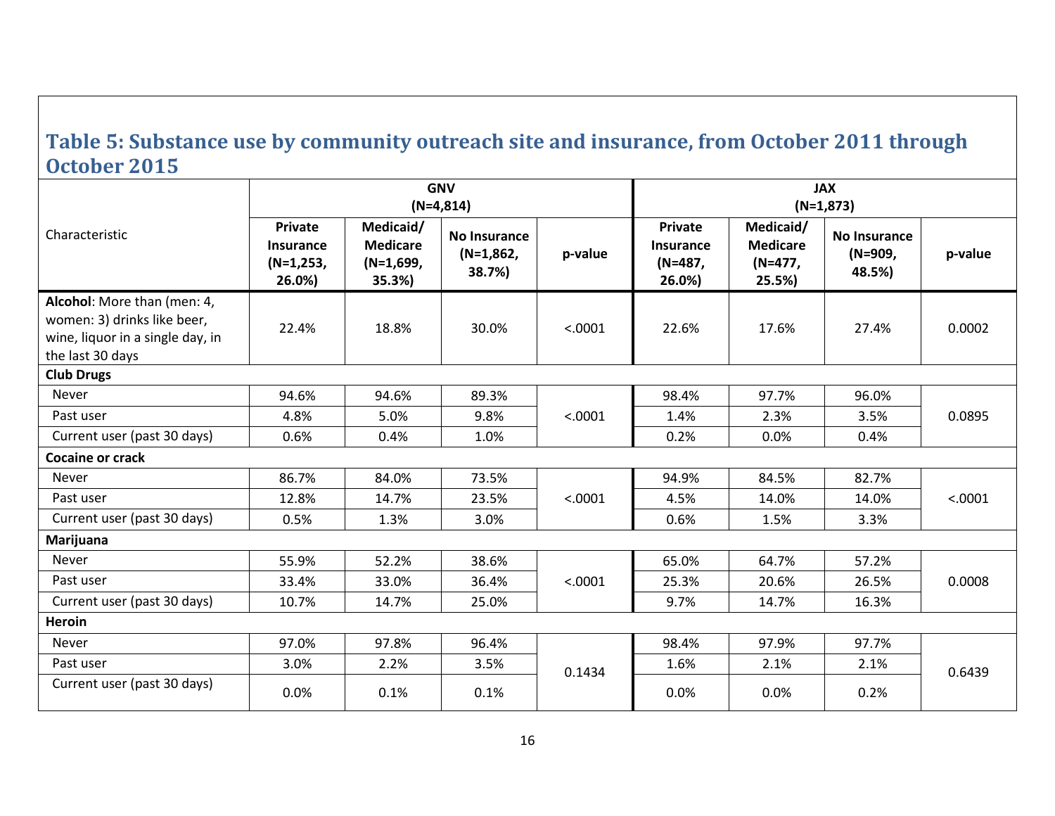## Table 5: Substance use by community outreach site and insurance, from October 2011 through October 2015

| Characteristic | GNV (N=4,814) | | | | JAX (N=1,873) | | | |
|---|---|---|---|---|---|---|---|---|
| | Private Insurance (N=1,253, 26.0%) | Medicaid/ Medicare (N=1,699, 35.3%) | No Insurance (N=1,862, 38.7%) | p-value | Private Insurance (N=487, 26.0%) | Medicaid/ Medicare (N=477, 25.5%) | No Insurance (N=909, 48.5%) | p-value |
| **Alcohol**: More than (men: 4, women: 3) drinks like beer, wine, liquor in a single day, in the last 30 days | 22.4% | 18.8% | 30.0% | <.0001 | 22.6% | 17.6% | 27.4% | 0.0002 |
| **Club Drugs** | | | | | | | | |
| Never | 94.6% | 94.6% | 89.3% | <.0001 | 98.4% | 97.7% | 96.0% | 0.0895 |
| Past user | 4.8% | 5.0% | 9.8% | | 1.4% | 2.3% | 3.5% | |
| Current user (past 30 days) | 0.6% | 0.4% | 1.0% | | 0.2% | 0.0% | 0.4% | |
| **Cocaine or crack** | | | | | | | | |
| Never | 86.7% | 84.0% | 73.5% | <.0001 | 94.9% | 84.5% | 82.7% | <.0001 |
| Past user | 12.8% | 14.7% | 23.5% | | 4.5% | 14.0% | 14.0% | |
| Current user (past 30 days) | 0.5% | 1.3% | 3.0% | | 0.6% | 1.5% | 3.3% | |
| **Marijuana** | | | | | | | | |
| Never | 55.9% | 52.2% | 38.6% | <.0001 | 65.0% | 64.7% | 57.2% | 0.0008 |
| Past user | 33.4% | 33.0% | 36.4% | | 25.3% | 20.6% | 26.5% | |
| Current user (past 30 days) | 10.7% | 14.7% | 25.0% | | 9.7% | 14.7% | 16.3% | |
| **Heroin** | | | | | | | | |
| Never | 97.0% | 97.8% | 96.4% | 0.1434 | 98.4% | 97.9% | 97.7% | 0.6439 |
| Past user | 3.0% | 2.2% | 3.5% | | 1.6% | 2.1% | 2.1% | |
| Current user (past 30 days) | 0.0% | 0.1% | 0.1% | | 0.0% | 0.0% | 0.2% | |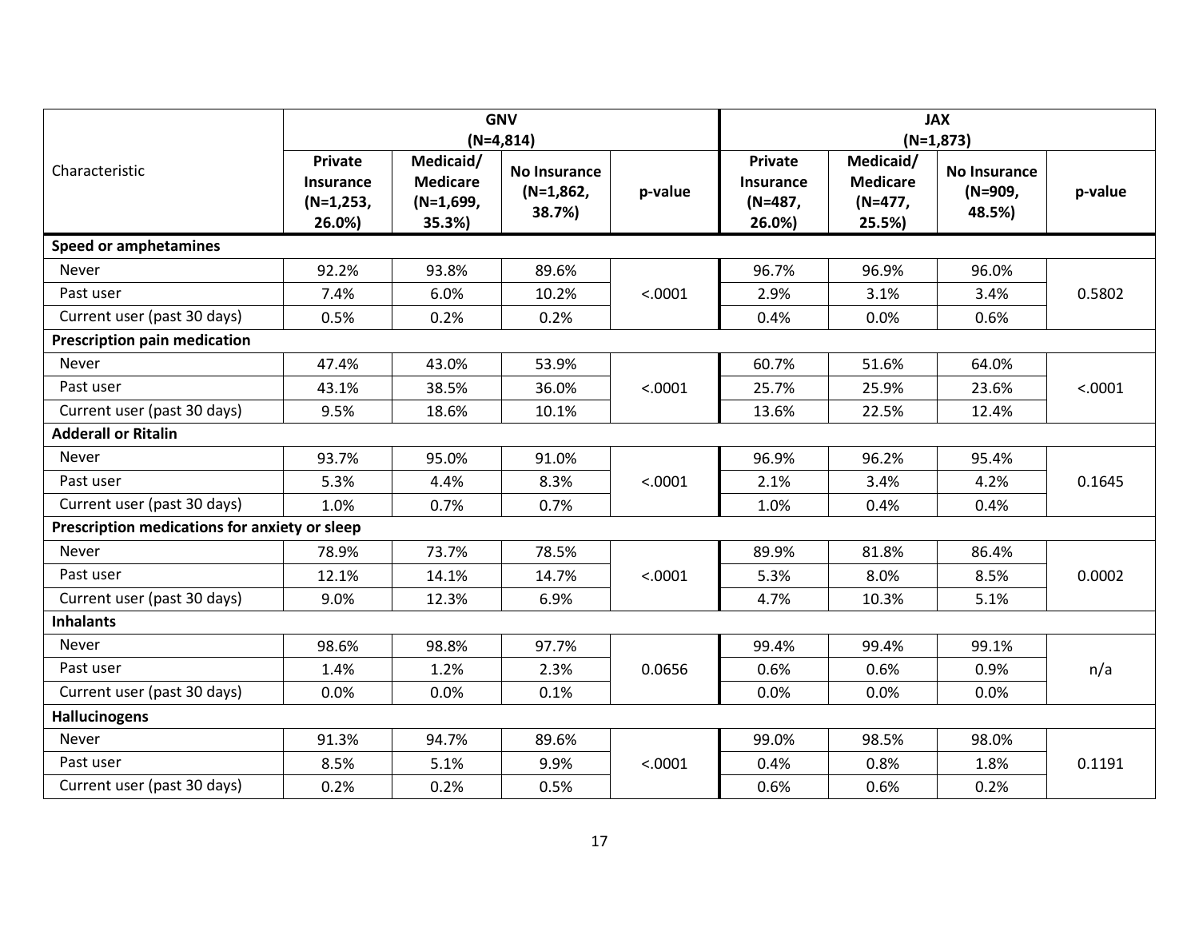| Characteristic | GNV (N=4,814) | | | | JAX (N=1,873) | | | |
|---|---|---|---|---|---|---|---|---|
| | Private Insurance (N=1,253, 26.0%) | Medicaid/ Medicare (N=1,699, 35.3%) | No Insurance (N=1,862, 38.7%) | p-value | Private Insurance (N=487, 26.0%) | Medicaid/ Medicare (N=477, 25.5%) | No Insurance (N=909, 48.5%) | p-value |
| **Speed or amphetamines** | | | | | | | | |
| Never | 92.2% | 93.8% | 89.6% | <.0001 | 96.7% | 96.9% | 96.0% | 0.5802 |
| Past user | 7.4% | 6.0% | 10.2% | | 2.9% | 3.1% | 3.4% | |
| Current user (past 30 days) | 0.5% | 0.2% | 0.2% | | 0.4% | 0.0% | 0.6% | |
| **Prescription pain medication** | | | | | | | | |
| Never | 47.4% | 43.0% | 53.9% | <.0001 | 60.7% | 51.6% | 64.0% | <.0001 |
| Past user | 43.1% | 38.5% | 36.0% | | 25.7% | 25.9% | 23.6% | |
| Current user (past 30 days) | 9.5% | 18.6% | 10.1% | | 13.6% | 22.5% | 12.4% | |
| **Adderall or Ritalin** | | | | | | | | |
| Never | 93.7% | 95.0% | 91.0% | <.0001 | 96.9% | 96.2% | 95.4% | 0.1645 |
| Past user | 5.3% | 4.4% | 8.3% | | 2.1% | 3.4% | 4.2% | |
| Current user (past 30 days) | 1.0% | 0.7% | 0.7% | | 1.0% | 0.4% | 0.4% | |
| **Prescription medications for anxiety or sleep** | | | | | | | | |
| Never | 78.9% | 73.7% | 78.5% | <.0001 | 89.9% | 81.8% | 86.4% | 0.0002 |
| Past user | 12.1% | 14.1% | 14.7% | | 5.3% | 8.0% | 8.5% | |
| Current user (past 30 days) | 9.0% | 12.3% | 6.9% | | 4.7% | 10.3% | 5.1% | |
| **Inhalants** | | | | | | | | |
| Never | 98.6% | 98.8% | 97.7% | 0.0656 | 99.4% | 99.4% | 99.1% | n/a |
| Past user | 1.4% | 1.2% | 2.3% | | 0.6% | 0.6% | 0.9% | |
| Current user (past 30 days) | 0.0% | 0.0% | 0.1% | | 0.0% | 0.0% | 0.0% | |
| **Hallucinogens** | | | | | | | | |
| Never | 91.3% | 94.7% | 89.6% | <.0001 | 99.0% | 98.5% | 98.0% | 0.1191 |
| Past user | 8.5% | 5.1% | 9.9% | | 0.4% | 0.8% | 1.8% | |
| Current user (past 30 days) | 0.2% | 0.2% | 0.5% | | 0.6% | 0.6% | 0.2% | |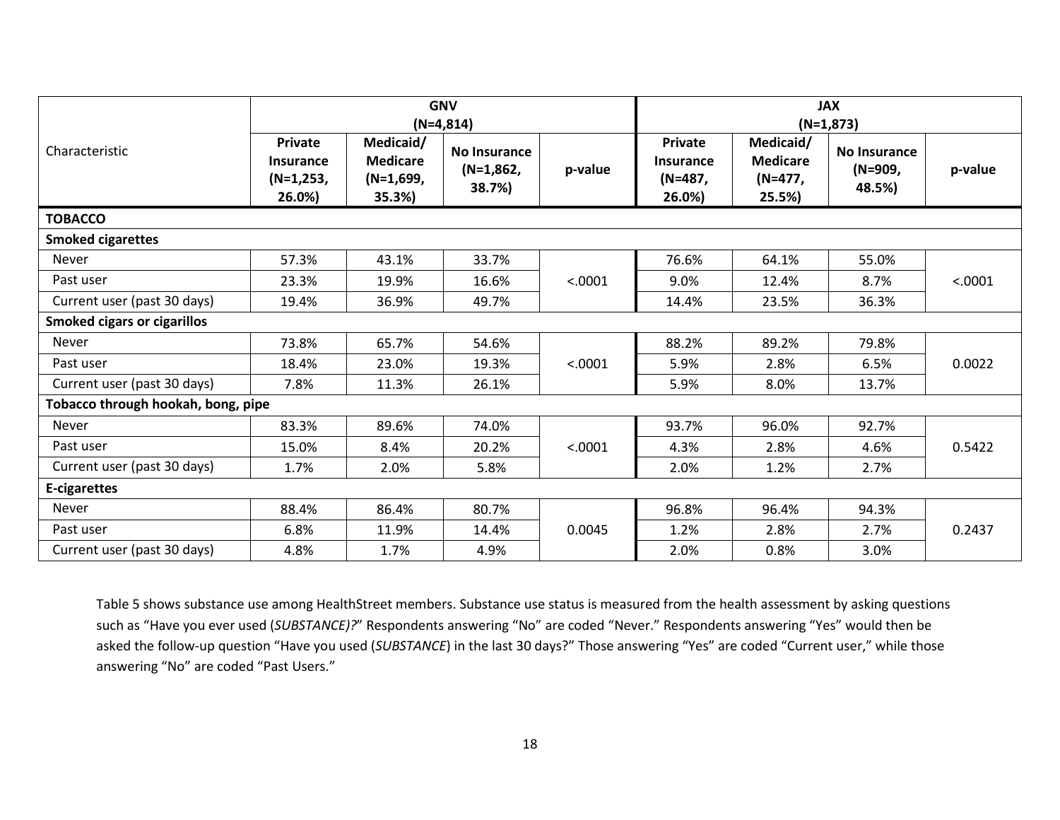| Characteristic | GNV (N=4,814) | | | | JAX (N=1,873) | | | |
|---|---|---|---|---|---|---|---|---|
| | Private Insurance (N=1,253, 26.0%) | Medicaid/ Medicare (N=1,699, 35.3%) | No Insurance (N=1,862, 38.7%) | p-value | Private Insurance (N=487, 26.0%) | Medicaid/ Medicare (N=477, 25.5%) | No Insurance (N=909, 48.5%) | p-value |
| **TOBACCO** | | | | | | | | |
| **Smoked cigarettes** | | | | | | | | |
| Never | 57.3% | 43.1% | 33.7% | <.0001 | 76.6% | 64.1% | 55.0% | <.0001 |
| Past user | 23.3% | 19.9% | 16.6% | | 9.0% | 12.4% | 8.7% | |
| Current user (past 30 days) | 19.4% | 36.9% | 49.7% | | 14.4% | 23.5% | 36.3% | |
| **Smoked cigars or cigarillos** | | | | | | | | |
| Never | 73.8% | 65.7% | 54.6% | <.0001 | 88.2% | 89.2% | 79.8% | 0.0022 |
| Past user | 18.4% | 23.0% | 19.3% | | 5.9% | 2.8% | 6.5% | |
| Current user (past 30 days) | 7.8% | 11.3% | 26.1% | | 5.9% | 8.0% | 13.7% | |
| **Tobacco through hookah, bong, pipe** | | | | | | | | |
| Never | 83.3% | 89.6% | 74.0% | <.0001 | 93.7% | 96.0% | 92.7% | 0.5422 |
| Past user | 15.0% | 8.4% | 20.2% | | 4.3% | 2.8% | 4.6% | |
| Current user (past 30 days) | 1.7% | 2.0% | 5.8% | | 2.0% | 1.2% | 2.7% | |
| **E-cigarettes** | | | | | | | | |
| Never | 88.4% | 86.4% | 80.7% | 0.0045 | 96.8% | 96.4% | 94.3% | 0.2437 |
| Past user | 6.8% | 11.9% | 14.4% | | 1.2% | 2.8% | 2.7% | |
| Current user (past 30 days) | 4.8% | 1.7% | 4.9% | | 2.0% | 0.8% | 3.0% | |

Table 5 shows substance use among HealthStreet members. Substance use status is measured from the health assessment by asking questions such as "Have you ever used (*SUBSTANCE)?*" Respondents answering "No" are coded "Never." Respondents answering "Yes" would then be asked the follow-up question "Have you used (*SUBSTANCE*) in the last 30 days?" Those answering "Yes" are coded "Current user," while those answering "No" are coded "Past Users."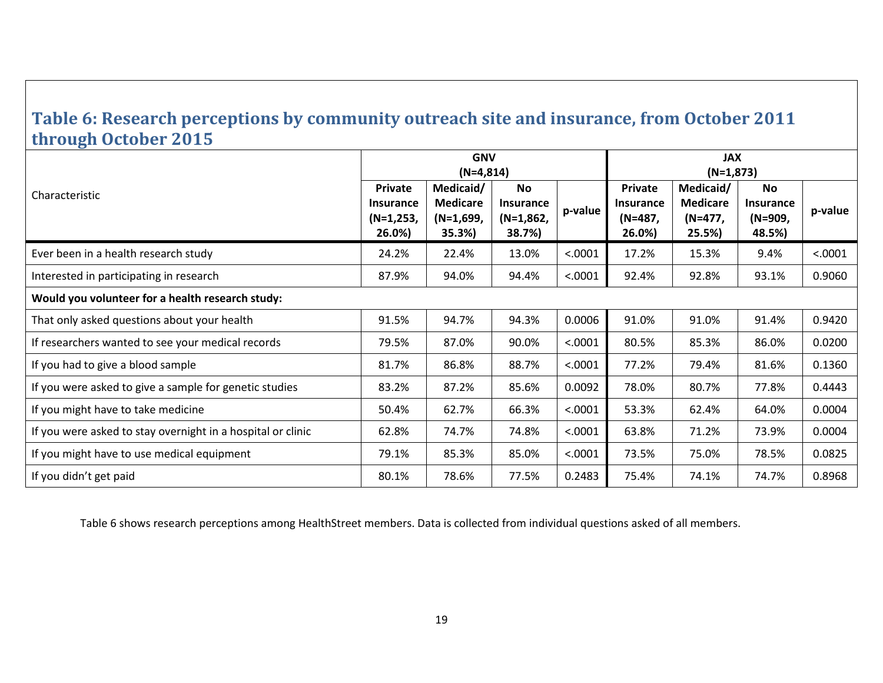## Table 6: Research perceptions by community outreach site and insurance, from October 2011 through October 2015

| Characteristic | GNV (N=4,814) | | | | JAX (N=1,873) | | | |
|---|---|---|---|---|---|---|---|---|
| | Private Insurance (N=1,253, 26.0%) | Medicaid/ Medicare (N=1,699, 35.3%) | No Insurance (N=1,862, 38.7%) | p-value | Private Insurance (N=487, 26.0%) | Medicaid/ Medicare (N=477, 25.5%) | No Insurance (N=909, 48.5%) | p-value |
| Ever been in a health research study | 24.2% | 22.4% | 13.0% | <.0001 | 17.2% | 15.3% | 9.4% | <.0001 |
| Interested in participating in research | 87.9% | 94.0% | 94.4% | <.0001 | 92.4% | 92.8% | 93.1% | 0.9060 |
| **Would you volunteer for a health research study:** | | | | | | | | |
| That only asked questions about your health | 91.5% | 94.7% | 94.3% | 0.0006 | 91.0% | 91.0% | 91.4% | 0.9420 |
| If researchers wanted to see your medical records | 79.5% | 87.0% | 90.0% | <.0001 | 80.5% | 85.3% | 86.0% | 0.0200 |
| If you had to give a blood sample | 81.7% | 86.8% | 88.7% | <.0001 | 77.2% | 79.4% | 81.6% | 0.1360 |
| If you were asked to give a sample for genetic studies | 83.2% | 87.2% | 85.6% | 0.0092 | 78.0% | 80.7% | 77.8% | 0.4443 |
| If you might have to take medicine | 50.4% | 62.7% | 66.3% | <.0001 | 53.3% | 62.4% | 64.0% | 0.0004 |
| If you were asked to stay overnight in a hospital or clinic | 62.8% | 74.7% | 74.8% | <.0001 | 63.8% | 71.2% | 73.9% | 0.0004 |
| If you might have to use medical equipment | 79.1% | 85.3% | 85.0% | <.0001 | 73.5% | 75.0% | 78.5% | 0.0825 |
| If you didn't get paid | 80.1% | 78.6% | 77.5% | 0.2483 | 75.4% | 74.1% | 74.7% | 0.8968 |

Table 6 shows research perceptions among HealthStreet members. Data is collected from individual questions asked of all members.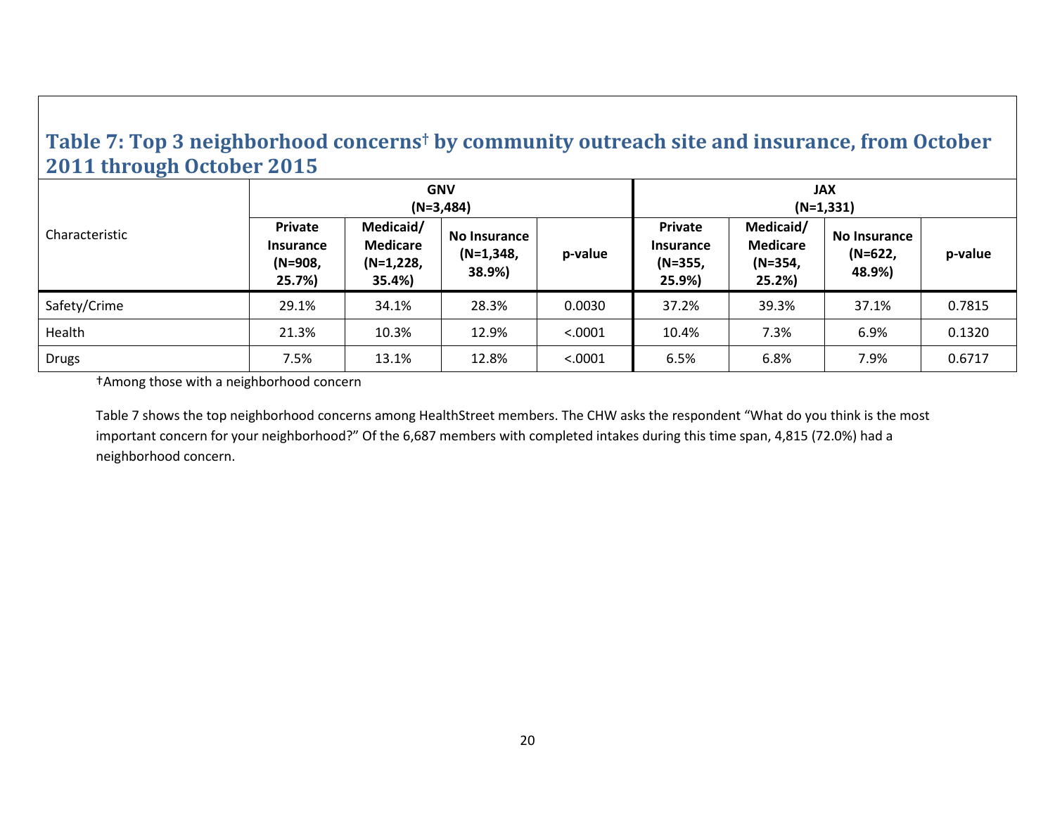## Table 7: Top 3 neighborhood concerns† by community outreach site and insurance, from October 2011 through October 2015

| Characteristic | GNV (N=3,484) | | | | JAX (N=1,331) | | | |
|---|---|---|---|---|---|---|---|---|
| | Private Insurance (N=908, 25.7%) | Medicaid/ Medicare (N=1,228, 35.4%) | No Insurance (N=1,348, 38.9%) | p-value | Private Insurance (N=355, 25.9%) | Medicaid/ Medicare (N=354, 25.2%) | No Insurance (N=622, 48.9%) | p-value |
| Safety/Crime | 29.1% | 34.1% | 28.3% | 0.0030 | 37.2% | 39.3% | 37.1% | 0.7815 |
| Health | 21.3% | 10.3% | 12.9% | <.0001 | 10.4% | 7.3% | 6.9% | 0.1320 |
| Drugs | 7.5% | 13.1% | 12.8% | <.0001 | 6.5% | 6.8% | 7.9% | 0.6717 |

†Among those with a neighborhood concern

Table 7 shows the top neighborhood concerns among HealthStreet members. The CHW asks the respondent "What do you think is the most important concern for your neighborhood?" Of the 6,687 members with completed intakes during this time span, 4,815 (72.0%) had a neighborhood concern.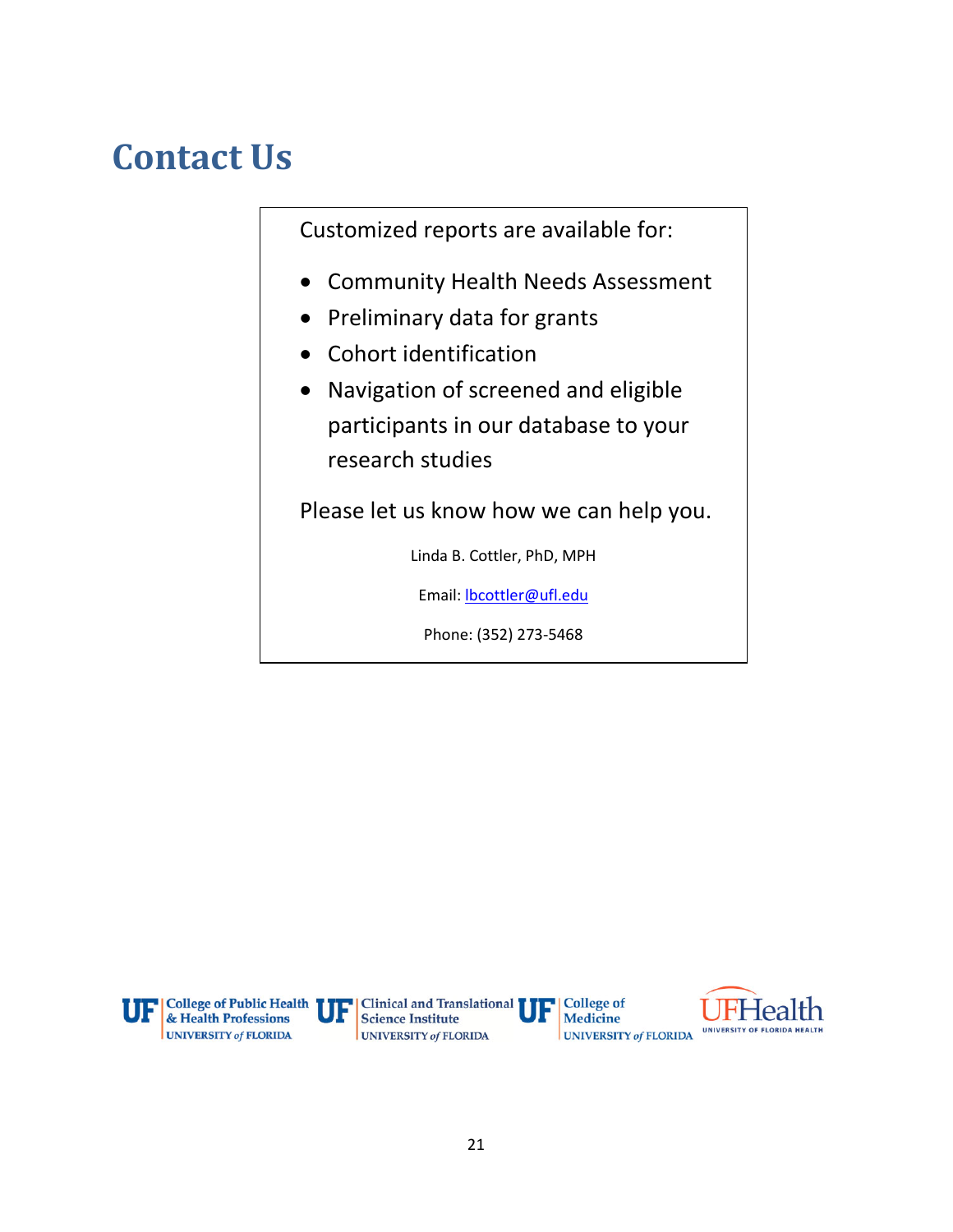# Contact Us

Customized reports are available for:

- Community Health Needs Assessment
- Preliminary data for grants
- Cohort identification
- Navigation of screened and eligible participants in our database to your research studies

Please let us know how we can help you.

Linda B. Cottler, PhD, MPH

Email: lbcottler@ufl.edu

Phone: (352) 273-5468

UF College of Public Health & Health Professions UNIVERSITY of FLORIDA | UF Clinical and Translational Science Institute UNIVERSITY of FLORIDA | UF College of Medicine UNIVERSITY of FLORIDA | UFHealth UNIVERSITY OF FLORIDA HEALTH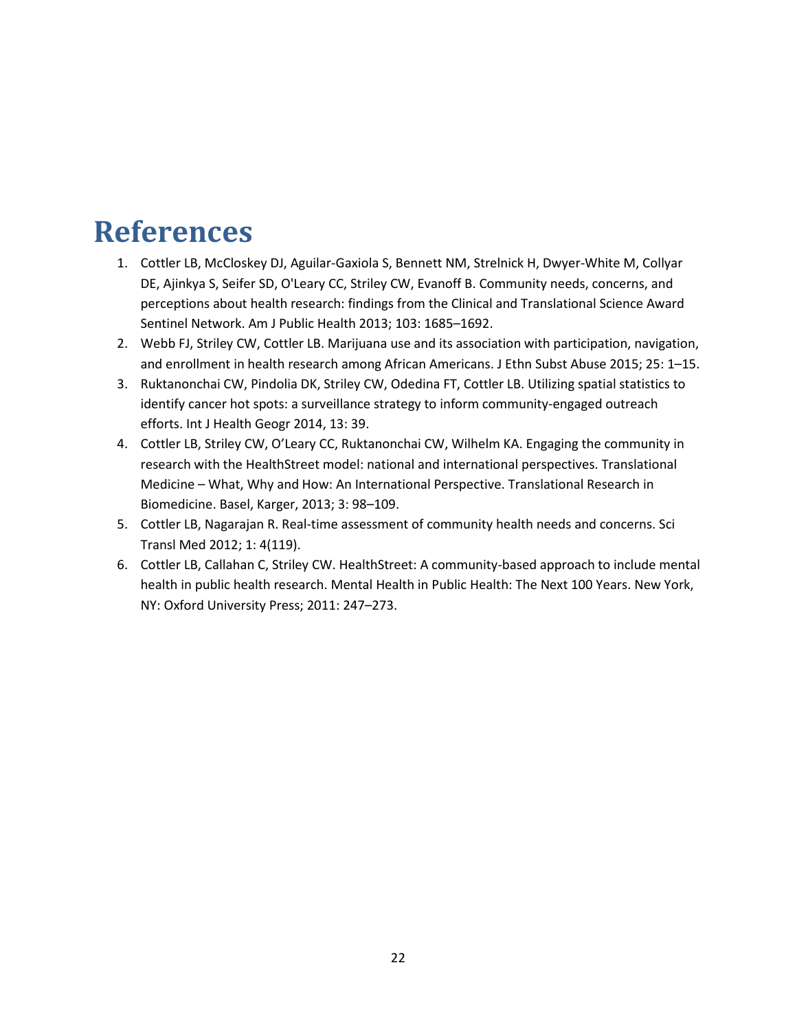# References

1. Cottler LB, McCloskey DJ, Aguilar-Gaxiola S, Bennett NM, Strelnick H, Dwyer-White M, Collyar DE, Ajinkya S, Seifer SD, O'Leary CC, Striley CW, Evanoff B. Community needs, concerns, and perceptions about health research: findings from the Clinical and Translational Science Award Sentinel Network. Am J Public Health 2013; 103: 1685–1692.
2. Webb FJ, Striley CW, Cottler LB. Marijuana use and its association with participation, navigation, and enrollment in health research among African Americans. J Ethn Subst Abuse 2015; 25: 1–15.
3. Ruktanonchai CW, Pindolia DK, Striley CW, Odedina FT, Cottler LB. Utilizing spatial statistics to identify cancer hot spots: a surveillance strategy to inform community-engaged outreach efforts. Int J Health Geogr 2014, 13: 39.
4. Cottler LB, Striley CW, O'Leary CC, Ruktanonchai CW, Wilhelm KA. Engaging the community in research with the HealthStreet model: national and international perspectives. Translational Medicine – What, Why and How: An International Perspective. Translational Research in Biomedicine. Basel, Karger, 2013; 3: 98–109.
5. Cottler LB, Nagarajan R. Real-time assessment of community health needs and concerns. Sci Transl Med 2012; 1: 4(119).
6. Cottler LB, Callahan C, Striley CW. HealthStreet: A community-based approach to include mental health in public health research. Mental Health in Public Health: The Next 100 Years. New York, NY: Oxford University Press; 2011: 247–273.